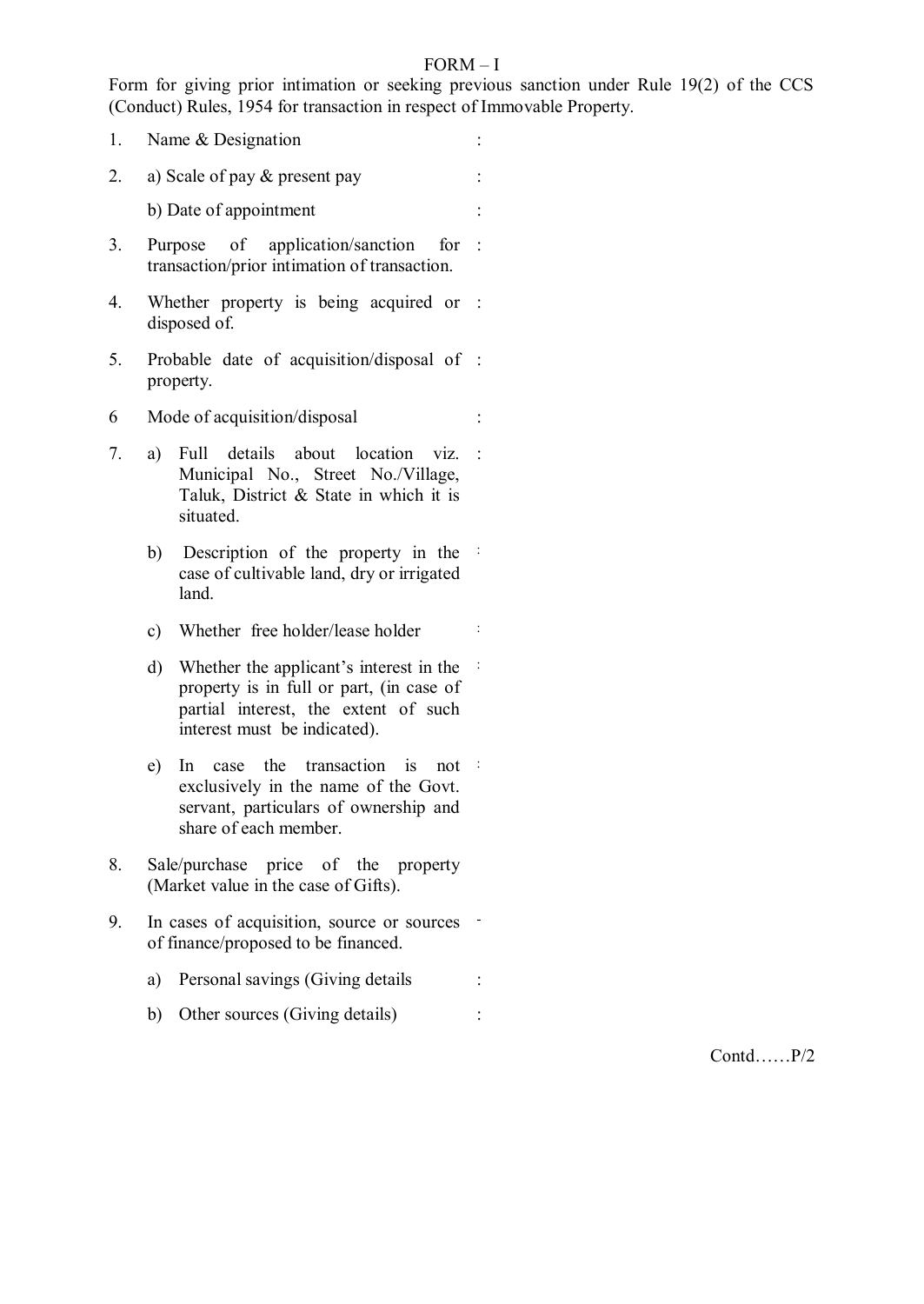# FORM – I

Form for giving prior intimation or seeking previous sanction under Rule 19(2) of the CCS (Conduct) Rules, 1954 for transaction in respect of Immovable Property.

1. Name & Designation :
2. a) Scale of pay & present pay :

   b) Date of appointment :
3. Purpose of application/sanction for transaction/prior intimation of transaction. :
4. Whether property is being acquired or disposed of. :
5. Probable date of acquisition/disposal of property. :
6. Mode of acquisition/disposal :
7. a) Full details about location viz. Municipal No., Street No./Village, Taluk, District & State in which it is situated. :

   b) Description of the property in the case of cultivable land, dry or irrigated land. :

   c) Whether free holder/lease holder :

   d) Whether the applicant's interest in the property is in full or part, (in case of partial interest, the extent of such interest must be indicated). :

   e) In case the transaction is not exclusively in the name of the Govt. servant, particulars of ownership and share of each member. :
8. Sale/purchase price of the property (Market value in the case of Gifts).
9. In cases of acquisition, source or sources of finance/proposed to be financed. -

   a) Personal savings (Giving details :

   b) Other sources (Giving details) :

Contd……P/2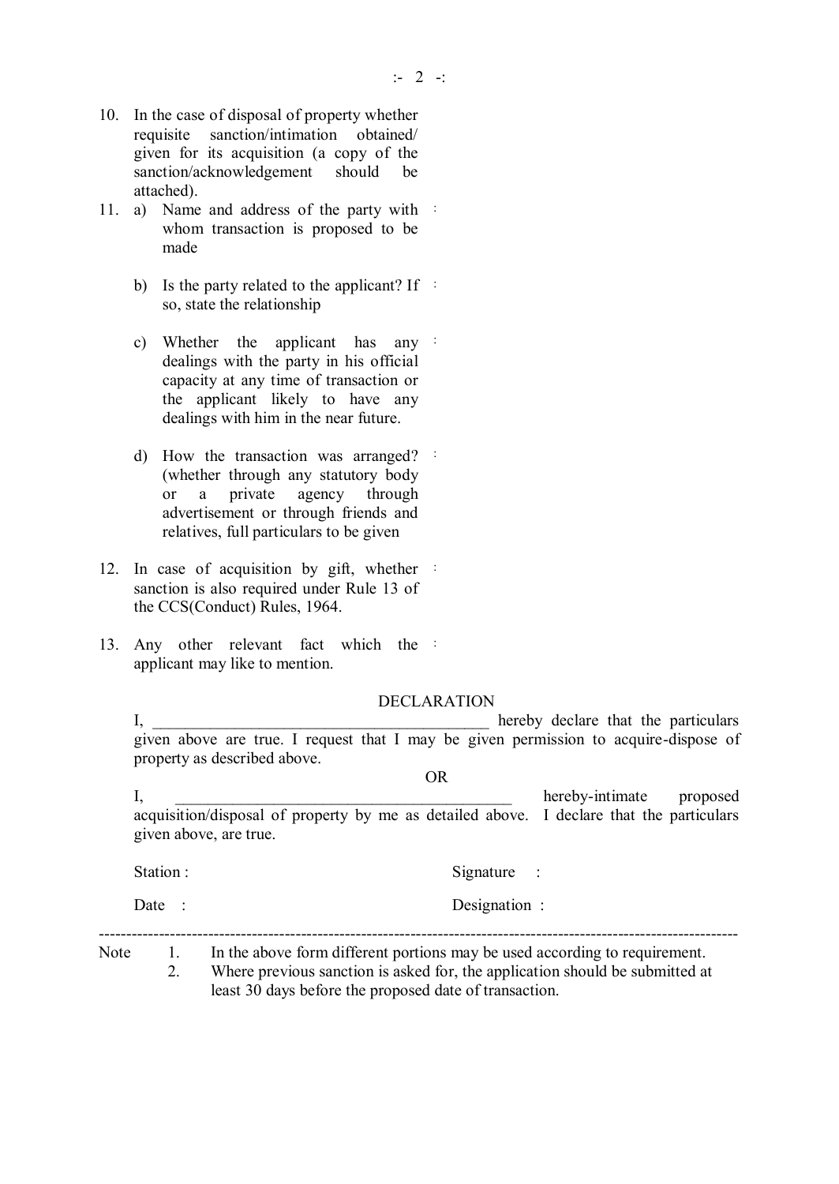10. In the case of disposal of property whether requisite sanction/intimation obtained/ given for its acquisition (a copy of the sanction/acknowledgement should be attached).

11. a) Name and address of the party with whom transaction is proposed to be made :

    b) Is the party related to the applicant? If so, state the relationship :

    c) Whether the applicant has any dealings with the party in his official capacity at any time of transaction or the applicant likely to have any dealings with him in the near future. :

    d) How the transaction was arranged? (whether through any statutory body or a private agency through advertisement or through friends and relatives, full particulars to be given :

12. In case of acquisition by gift, whether sanction is also required under Rule 13 of the CCS(Conduct) Rules, 1964. :

13. Any other relevant fact which the applicant may like to mention. :

## DECLARATION

I, ________________________________________ hereby declare that the particulars given above are true. I request that I may be given permission to acquire-dispose of property as described above.

OR

I, ________________________________________ hereby-intimate proposed acquisition/disposal of property by me as detailed above. I declare that the particulars given above, are true.

Station : 　　　　　　　　　　　　Signature :

Date : 　　　　　　　　　　　　　Designation :

---

Note
1. In the above form different portions may be used according to requirement.
2. Where previous sanction is asked for, the application should be submitted at least 30 days before the proposed date of transaction.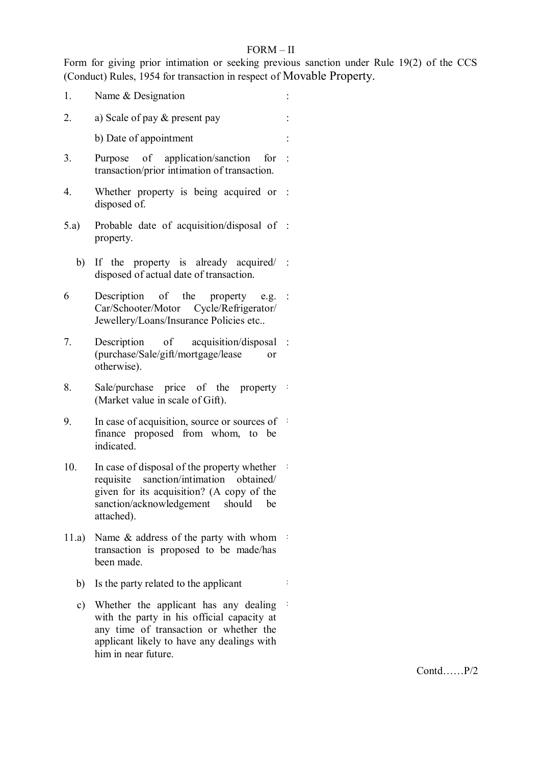# FORM – II

Form for giving prior intimation or seeking previous sanction under Rule 19(2) of the CCS (Conduct) Rules, 1954 for transaction in respect of Movable Property.

| | | |
|---|---|---|
| 1. | Name & Designation | : |
| 2. | a) Scale of pay & present pay | : |
| | b) Date of appointment | : |
| 3. | Purpose of application/sanction for transaction/prior intimation of transaction. | : |
| 4. | Whether property is being acquired or disposed of. | : |
| 5.a) | Probable date of acquisition/disposal of property. | : |
| b) | If the property is already acquired/ disposed of actual date of transaction. | : |
| 6 | Description of the property e.g. Car/Schooter/Motor Cycle/Refrigerator/ Jewellery/Loans/Insurance Policies etc.. | : |
| 7. | Description of acquisition/disposal (purchase/Sale/gift/mortgage/lease or otherwise). | : |
| 8. | Sale/purchase price of the property (Market value in scale of Gift). | : |
| 9. | In case of acquisition, source or sources of finance proposed from whom, to be indicated. | : |
| 10. | In case of disposal of the property whether requisite sanction/intimation obtained/ given for its acquisition? (A copy of the sanction/acknowledgement should be attached). | : |
| 11.a) | Name & address of the party with whom transaction is proposed to be made/has been made. | : |
| b) | Is the party related to the applicant | : |
| c) | Whether the applicant has any dealing with the party in his official capacity at any time of transaction or whether the applicant likely to have any dealings with him in near future. | : |

Contd……P/2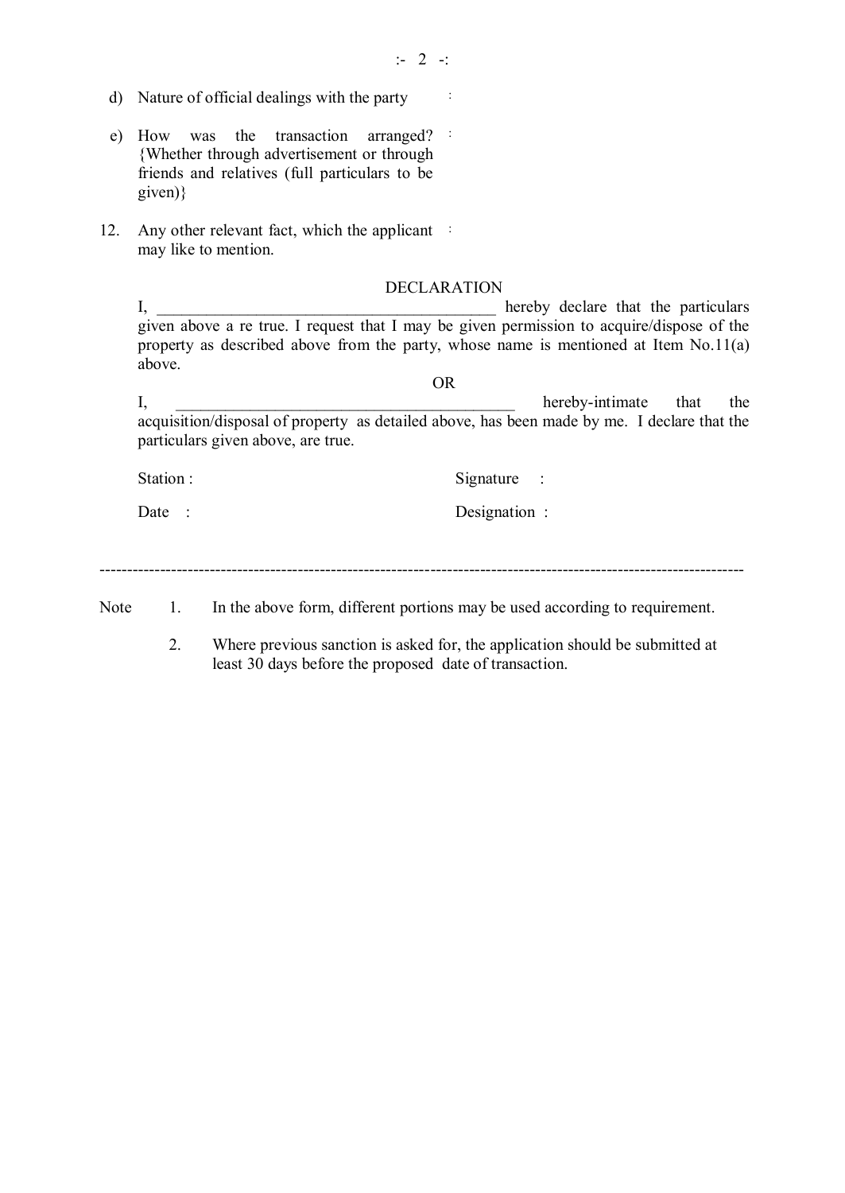d) Nature of official dealings with the party :

e) How was the transaction arranged? {Whether through advertisement or through friends and relatives (full particulars to be given)} :

12. Any other relevant fact, which the applicant may like to mention. :

## DECLARATION

I, ___________________________________________ hereby declare that the particulars given above a re true. I request that I may be given permission to acquire/dispose of the property as described above from the party, whose name is mentioned at Item No.11(a) above.

OR

I, ___________________________________________ hereby-intimate that the acquisition/disposal of property as detailed above, has been made by me. I declare that the particulars given above, are true.

Station :                                        Signature :

Date :                                           Designation :

---

Note

1. In the above form, different portions may be used according to requirement.
2. Where previous sanction is asked for, the application should be submitted at least 30 days before the proposed date of transaction.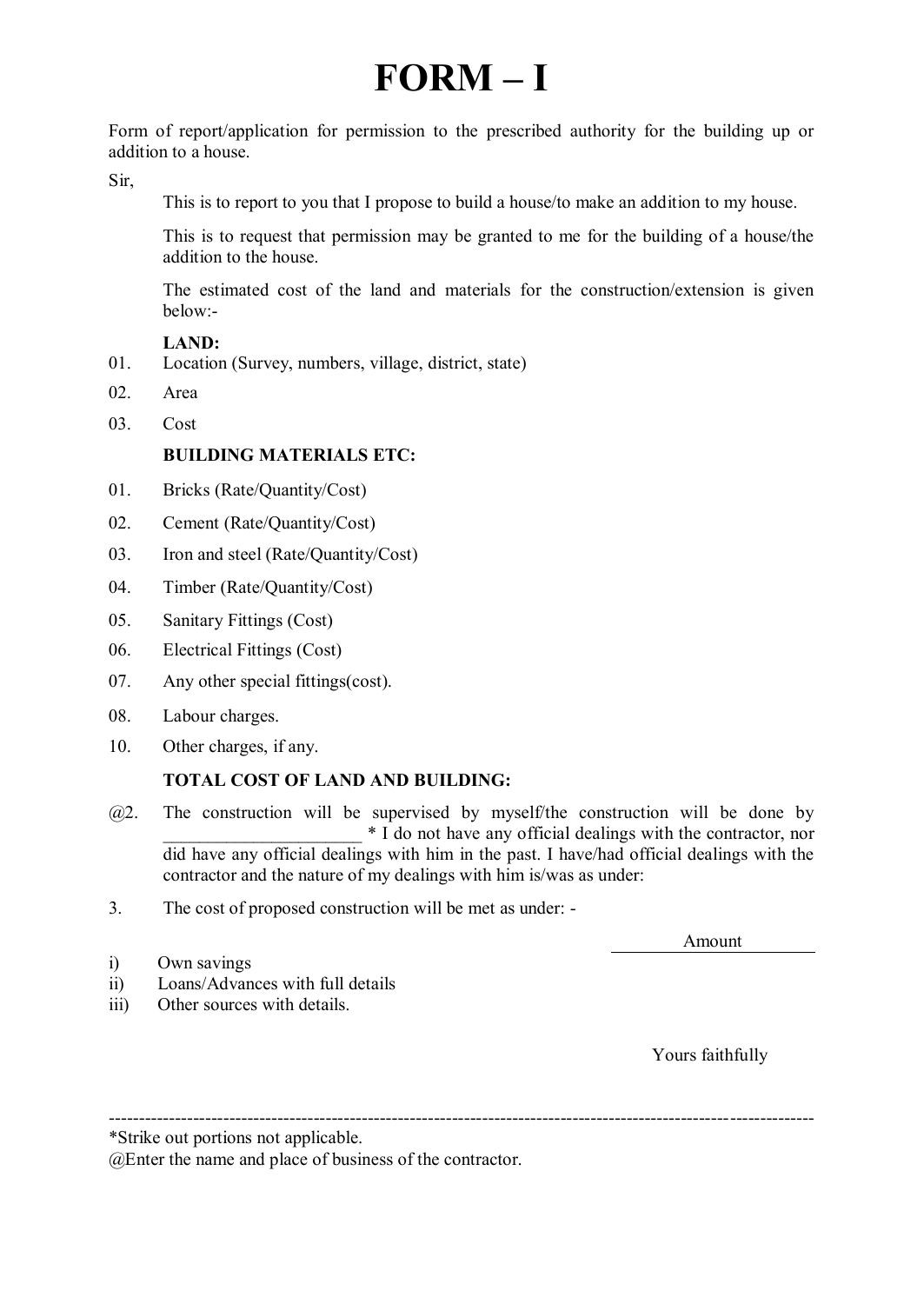# FORM – I

Form of report/application for permission to the prescribed authority for the building up or addition to a house.

Sir,

This is to report to you that I propose to build a house/to make an addition to my house.

This is to request that permission may be granted to me for the building of a house/the addition to the house.

The estimated cost of the land and materials for the construction/extension is given below:-

**LAND:**

01. Location (Survey, numbers, village, district, state)
02. Area
03. Cost

**BUILDING MATERIALS ETC:**

01. Bricks (Rate/Quantity/Cost)
02. Cement (Rate/Quantity/Cost)
03. Iron and steel (Rate/Quantity/Cost)
04. Timber (Rate/Quantity/Cost)
05. Sanitary Fittings (Cost)
06. Electrical Fittings (Cost)
07. Any other special fittings(cost).
08. Labour charges.
10. Other charges, if any.

**TOTAL COST OF LAND AND BUILDING:**

@2. The construction will be supervised by myself/the construction will be done by ______________________ * I do not have any official dealings with the contractor, nor did have any official dealings with him in the past. I have/had official dealings with the contractor and the nature of my dealings with him is/was as under:

3. The cost of proposed construction will be met as under: -

| | Amount |
|---|---|
| i) Own savings | |
| ii) Loans/Advances with full details | |
| iii) Other sources with details. | |

Yours faithfully

---

*Strike out portions not applicable.

@Enter the name and place of business of the contractor.